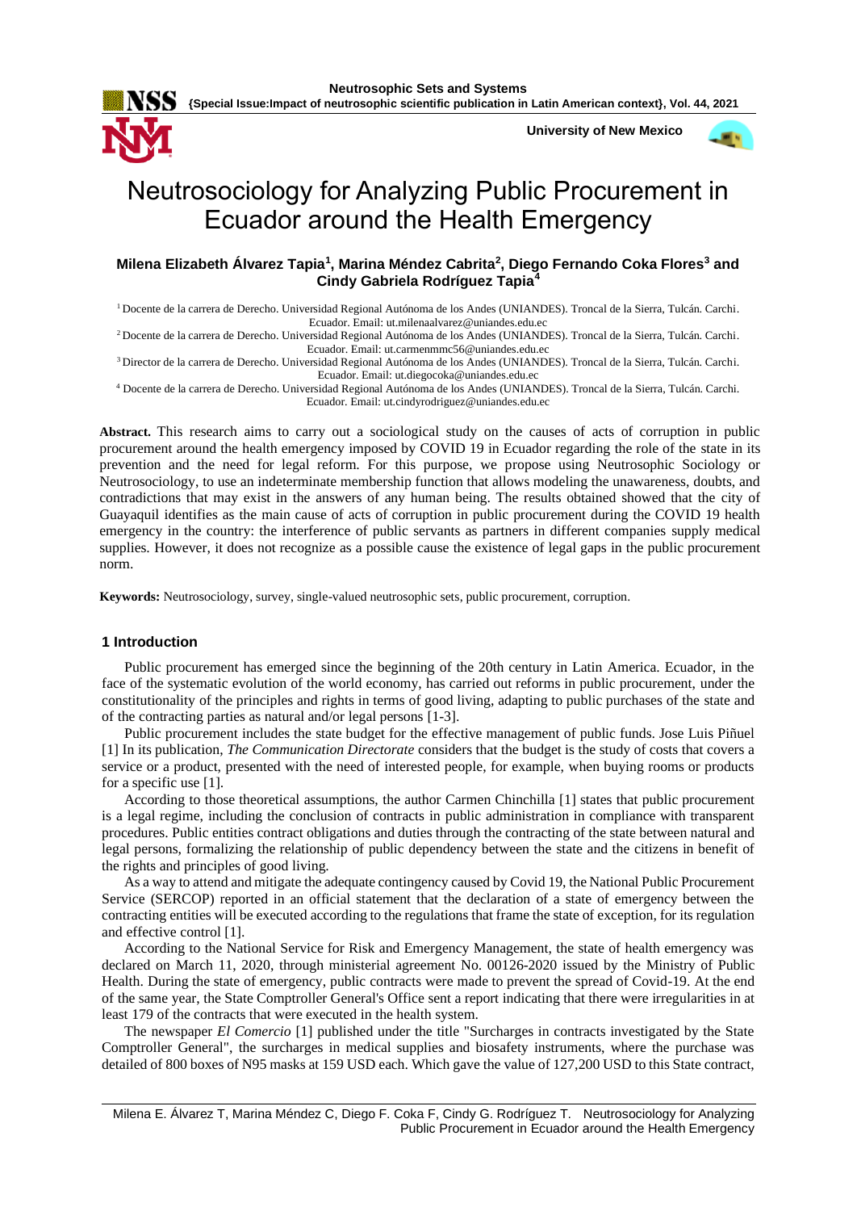# Neutrosociology for Analyzing Public Procurement in Ecuador around the Health Emergency

**Milena Elizabeth Álvarez Tapia[1], Marina Méndez Cabrita[2], Diego Fernando Coka Flores[3] and Cindy Gabriela Rodríguez Tapia[4]**

[1] Docente de la carrera de Derecho. Universidad Regional Autónoma de los Andes (UNIANDES). Troncal de la Sierra, Tulcán. Carchi. Ecuador. Email: ut.milenaalvarez@uniandes.edu.ec

[2] Docente de la carrera de Derecho. Universidad Regional Autónoma de los Andes (UNIANDES). Troncal de la Sierra, Tulcán. Carchi. Ecuador. Email: ut.carmenmmc56@uniandes.edu.ec

[3] Director de la carrera de Derecho. Universidad Regional Autónoma de los Andes (UNIANDES). Troncal de la Sierra, Tulcán. Carchi. Ecuador. Email: ut.diegocoka@uniandes.edu.ec

[4] Docente de la carrera de Derecho. Universidad Regional Autónoma de los Andes (UNIANDES). Troncal de la Sierra, Tulcán. Carchi. Ecuador. Email: ut.cindyrodriguez@uniandes.edu.ec

**Abstract.** This research aims to carry out a sociological study on the causes of acts of corruption in public procurement around the health emergency imposed by COVID 19 in Ecuador regarding the role of the state in its prevention and the need for legal reform. For this purpose, we propose using Neutrosophic Sociology or Neutrosociology, to use an indeterminate membership function that allows modeling the unawareness, doubts, and contradictions that may exist in the answers of any human being. The results obtained showed that the city of Guayaquil identifies as the main cause of acts of corruption in public procurement during the COVID 19 health emergency in the country: the interference of public servants as partners in different companies supply medical supplies. However, it does not recognize as a possible cause the existence of legal gaps in the public procurement norm.

**Keywords:** Neutrosociology, survey, single-valued neutrosophic sets, public procurement, corruption.

## 1 Introduction

Public procurement has emerged since the beginning of the 20th century in Latin America. Ecuador, in the face of the systematic evolution of the world economy, has carried out reforms in public procurement, under the constitutionality of the principles and rights in terms of good living, adapting to public purchases of the state and of the contracting parties as natural and/or legal persons [1-3].

Public procurement includes the state budget for the effective management of public funds. Jose Luis Piñuel [1] In its publication, *The Communication Directorate* considers that the budget is the study of costs that covers a service or a product, presented with the need of interested people, for example, when buying rooms or products for a specific use [1].

According to those theoretical assumptions, the author Carmen Chinchilla [1] states that public procurement is a legal regime, including the conclusion of contracts in public administration in compliance with transparent procedures. Public entities contract obligations and duties through the contracting of the state between natural and legal persons, formalizing the relationship of public dependency between the state and the citizens in benefit of the rights and principles of good living.

As a way to attend and mitigate the adequate contingency caused by Covid 19, the National Public Procurement Service (SERCOP) reported in an official statement that the declaration of a state of emergency between the contracting entities will be executed according to the regulations that frame the state of exception, for its regulation and effective control [1].

According to the National Service for Risk and Emergency Management, the state of health emergency was declared on March 11, 2020, through ministerial agreement No. 00126-2020 issued by the Ministry of Public Health. During the state of emergency, public contracts were made to prevent the spread of Covid-19. At the end of the same year, the State Comptroller General's Office sent a report indicating that there were irregularities in at least 179 of the contracts that were executed in the health system.

The newspaper *El Comercio* [1] published under the title "Surcharges in contracts investigated by the State Comptroller General", the surcharges in medical supplies and biosafety instruments, where the purchase was detailed of 800 boxes of N95 masks at 159 USD each. Which gave the value of 127,200 USD to this State contract,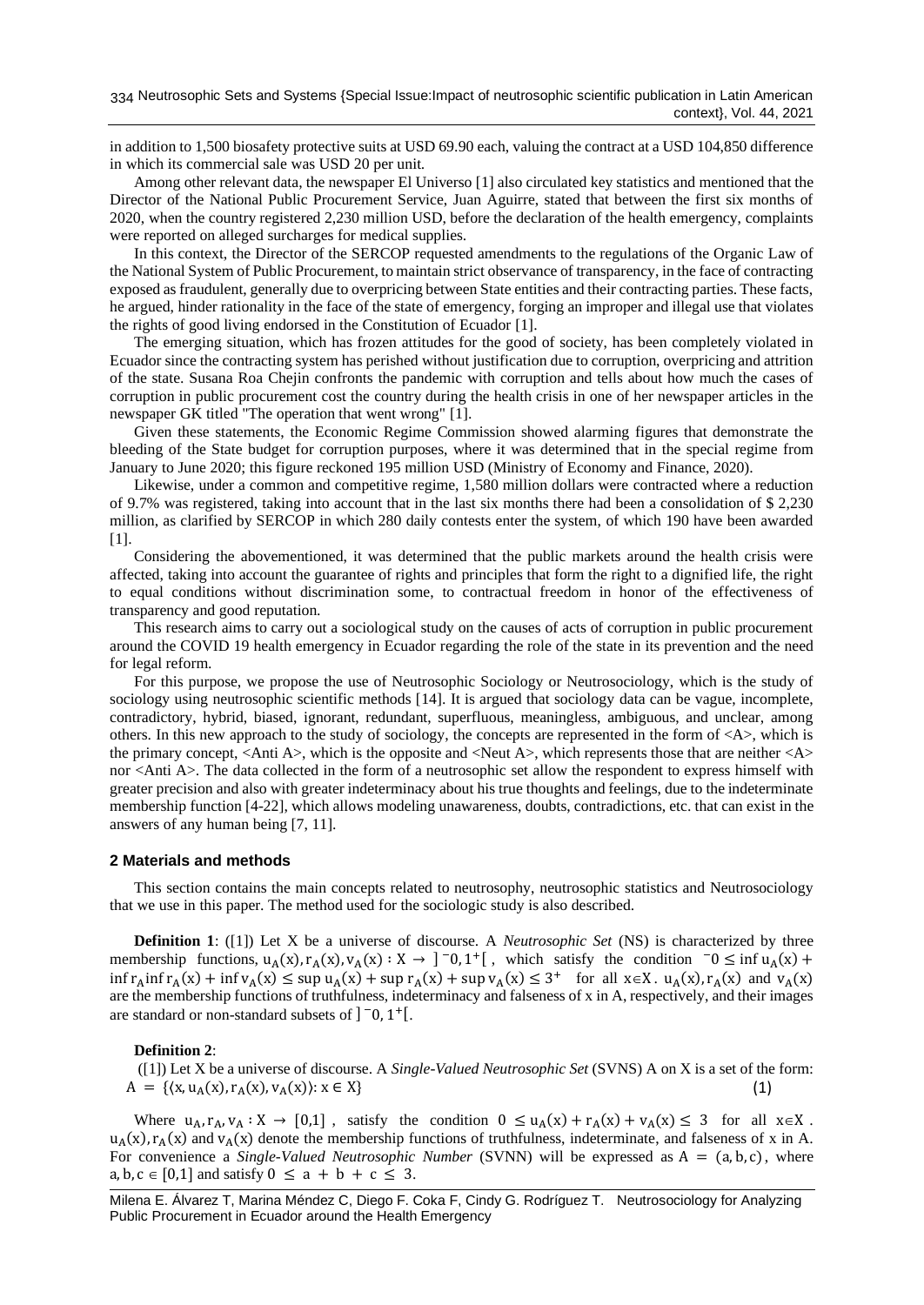in addition to 1,500 biosafety protective suits at USD 69.90 each, valuing the contract at a USD 104,850 difference in which its commercial sale was USD 20 per unit.

Among other relevant data, the newspaper El Universo [1] also circulated key statistics and mentioned that the Director of the National Public Procurement Service, Juan Aguirre, stated that between the first six months of 2020, when the country registered 2,230 million USD, before the declaration of the health emergency, complaints were reported on alleged surcharges for medical supplies.

In this context, the Director of the SERCOP requested amendments to the regulations of the Organic Law of the National System of Public Procurement, to maintain strict observance of transparency, in the face of contracting exposed as fraudulent, generally due to overpricing between State entities and their contracting parties. These facts, he argued, hinder rationality in the face of the state of emergency, forging an improper and illegal use that violates the rights of good living endorsed in the Constitution of Ecuador [1].

The emerging situation, which has frozen attitudes for the good of society, has been completely violated in Ecuador since the contracting system has perished without justification due to corruption, overpricing and attrition of the state. Susana Roa Chejin confronts the pandemic with corruption and tells about how much the cases of corruption in public procurement cost the country during the health crisis in one of her newspaper articles in the newspaper GK titled "The operation that went wrong" [1].

Given these statements, the Economic Regime Commission showed alarming figures that demonstrate the bleeding of the State budget for corruption purposes, where it was determined that in the special regime from January to June 2020; this figure reckoned 195 million USD (Ministry of Economy and Finance, 2020).

Likewise, under a common and competitive regime, 1,580 million dollars were contracted where a reduction of 9.7% was registered, taking into account that in the last six months there had been a consolidation of $ 2,230 million, as clarified by SERCOP in which 280 daily contests enter the system, of which 190 have been awarded [1].

Considering the abovementioned, it was determined that the public markets around the health crisis were affected, taking into account the guarantee of rights and principles that form the right to a dignified life, the right to equal conditions without discrimination some, to contractual freedom in honor of the effectiveness of transparency and good reputation.

This research aims to carry out a sociological study on the causes of acts of corruption in public procurement around the COVID 19 health emergency in Ecuador regarding the role of the state in its prevention and the need for legal reform.

For this purpose, we propose the use of Neutrosophic Sociology or Neutrosociology, which is the study of sociology using neutrosophic scientific methods [14]. It is argued that sociology data can be vague, incomplete, contradictory, hybrid, biased, ignorant, redundant, superfluous, meaningless, ambiguous, and unclear, among others. In this new approach to the study of sociology, the concepts are represented in the form of <A>, which is the primary concept, <Anti A>, which is the opposite and <Neut A>, which represents those that are neither <A> nor <Anti A>. The data collected in the form of a neutrosophic set allow the respondent to express himself with greater precision and also with greater indeterminacy about his true thoughts and feelings, due to the indeterminate membership function [4-22], which allows modeling unawareness, doubts, contradictions, etc. that can exist in the answers of any human being [7, 11].

## 2 Materials and methods

This section contains the main concepts related to neutrosophy, neutrosophic statistics and Neutrosociology that we use in this paper. The method used for the sociologic study is also described.

**Definition 1**: ([1]) Let X be a universe of discourse. A *Neutrosophic Set* (NS) is characterized by three membership functions, $u_A(x), r_A(x), v_A(x) : X \to ]^-0, 1^+[$, which satisfy the condition $^-0 \leq \inf u_A(x) + \inf r_A \inf r_A(x) + \inf v_A(x) \leq \sup u_A(x) + \sup r_A(x) + \sup v_A(x) \leq 3^+$ for all $x \in X$. $u_A(x), r_A(x)$ and $v_A(x)$ are the membership functions of truthfulness, indeterminacy and falseness of x in A, respectively, and their images are standard or non-standard subsets of $]^-0, 1^+[$.

**Definition 2**:

([1]) Let X be a universe of discourse. A *Single-Valued Neutrosophic Set* (SVNS) A on X is a set of the form:

$$A = \{\langle x, u_A(x), r_A(x), v_A(x)\rangle : x \in X\} \tag{1}$$

Where $u_A, r_A, v_A : X \to [0,1]$, satisfy the condition $0 \leq u_A(x) + r_A(x) + v_A(x) \leq 3$ for all $x \in X$. $u_A(x), r_A(x)$ and $v_A(x)$ denote the membership functions of truthfulness, indeterminate, and falseness of x in A. For convenience a *Single-Valued Neutrosophic Number* (SVNN) will be expressed as $A = (a, b, c)$, where $a, b, c \in [0,1]$ and satisfy $0 \leq a + b + c \leq 3$.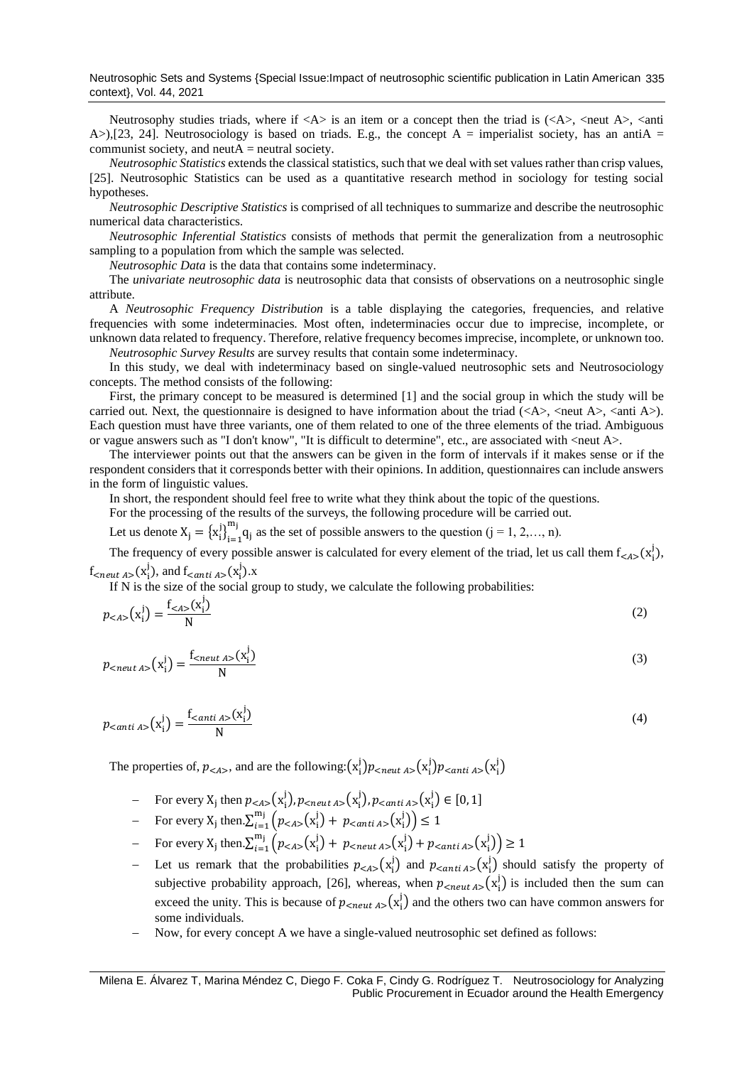Neutrosophy studies triads, where if <A> is an item or a concept then the triad is (<A>, <neut A>, <anti A>),[23, 24]. Neutrosociology is based on triads. E.g., the concept A = imperialist society, has an antiA = communist society, and neutA = neutral society.

*Neutrosophic Statistics* extends the classical statistics, such that we deal with set values rather than crisp values, [25]. Neutrosophic Statistics can be used as a quantitative research method in sociology for testing social hypotheses.

*Neutrosophic Descriptive Statistics* is comprised of all techniques to summarize and describe the neutrosophic numerical data characteristics.

*Neutrosophic Inferential Statistics* consists of methods that permit the generalization from a neutrosophic sampling to a population from which the sample was selected.

*Neutrosophic Data* is the data that contains some indeterminacy.

The *univariate neutrosophic data* is neutrosophic data that consists of observations on a neutrosophic single attribute.

A *Neutrosophic Frequency Distribution* is a table displaying the categories, frequencies, and relative frequencies with some indeterminacies. Most often, indeterminacies occur due to imprecise, incomplete, or unknown data related to frequency. Therefore, relative frequency becomes imprecise, incomplete, or unknown too.

*Neutrosophic Survey Results* are survey results that contain some indeterminacy.

In this study, we deal with indeterminacy based on single-valued neutrosophic sets and Neutrosociology concepts. The method consists of the following:

First, the primary concept to be measured is determined [1] and the social group in which the study will be carried out. Next, the questionnaire is designed to have information about the triad (<A>, <neut A>, <anti A>). Each question must have three variants, one of them related to one of the three elements of the triad. Ambiguous or vague answers such as "I don't know", "It is difficult to determine", etc., are associated with <neut A>.

The interviewer points out that the answers can be given in the form of intervals if it makes sense or if the respondent considers that it corresponds better with their opinions. In addition, questionnaires can include answers in the form of linguistic values.

In short, the respondent should feel free to write what they think about the topic of the questions.

For the processing of the results of the surveys, the following procedure will be carried out.

Let us denote $X_j = \{x_i^j\}_{i=1}^{m_j} q_j$ as the set of possible answers to the question (j = 1, 2,…, n).

The frequency of every possible answer is calculated for every element of the triad, let us call them $f_{<A>}(x_i^j)$, $f_{<neut\ A>}(x_i^j)$, and $f_{<anti\ A>}(x_i^j)$.x

If N is the size of the social group to study, we calculate the following probabilities:

$$p_{<A>}(x_i^j) = \frac{f_{<A>}(x_i^j)}{N} \tag{2}$$

$$p_{<neut\ A>}(x_i^j) = \frac{f_{<neut\ A>}(x_i^j)}{N} \tag{3}$$

$$p_{<anti\ A>}(x_i^j) = \frac{f_{<anti\ A>}(x_i^j)}{N} \tag{4}$$

The properties of, $p_{<A>}$, and are the following:$(x_i^j) p_{<neut\ A>}(x_i^j) p_{<anti\ A>}(x_i^j)$

- For every $X_j$ then $p_{<A>}(x_i^j), p_{<neut\ A>}(x_i^j), p_{<anti\ A>}(x_i^j) \in [0,1]$
- For every $X_j$ then.$\sum_{i=1}^{m_j} \left( p_{<A>}(x_i^j) + p_{<anti\ A>}(x_i^j) \right) \leq 1$
- For every $X_j$ then.$\sum_{i=1}^{m_j} \left( p_{<A>}(x_i^j) + p_{<neut\ A>}(x_i^j) + p_{<anti\ A>}(x_i^j) \right) \geq 1$
- Let us remark that the probabilities $p_{<A>}(x_i^j)$ and $p_{<anti\ A>}(x_i^j)$ should satisfy the property of subjective probability approach, [26], whereas, when $p_{<neut\ A>}(x_i^j)$ is included then the sum can exceed the unity. This is because of $p_{<neut\ A>}(x_i^j)$ and the others two can have common answers for some individuals.
- Now, for every concept A we have a single-valued neutrosophic set defined as follows: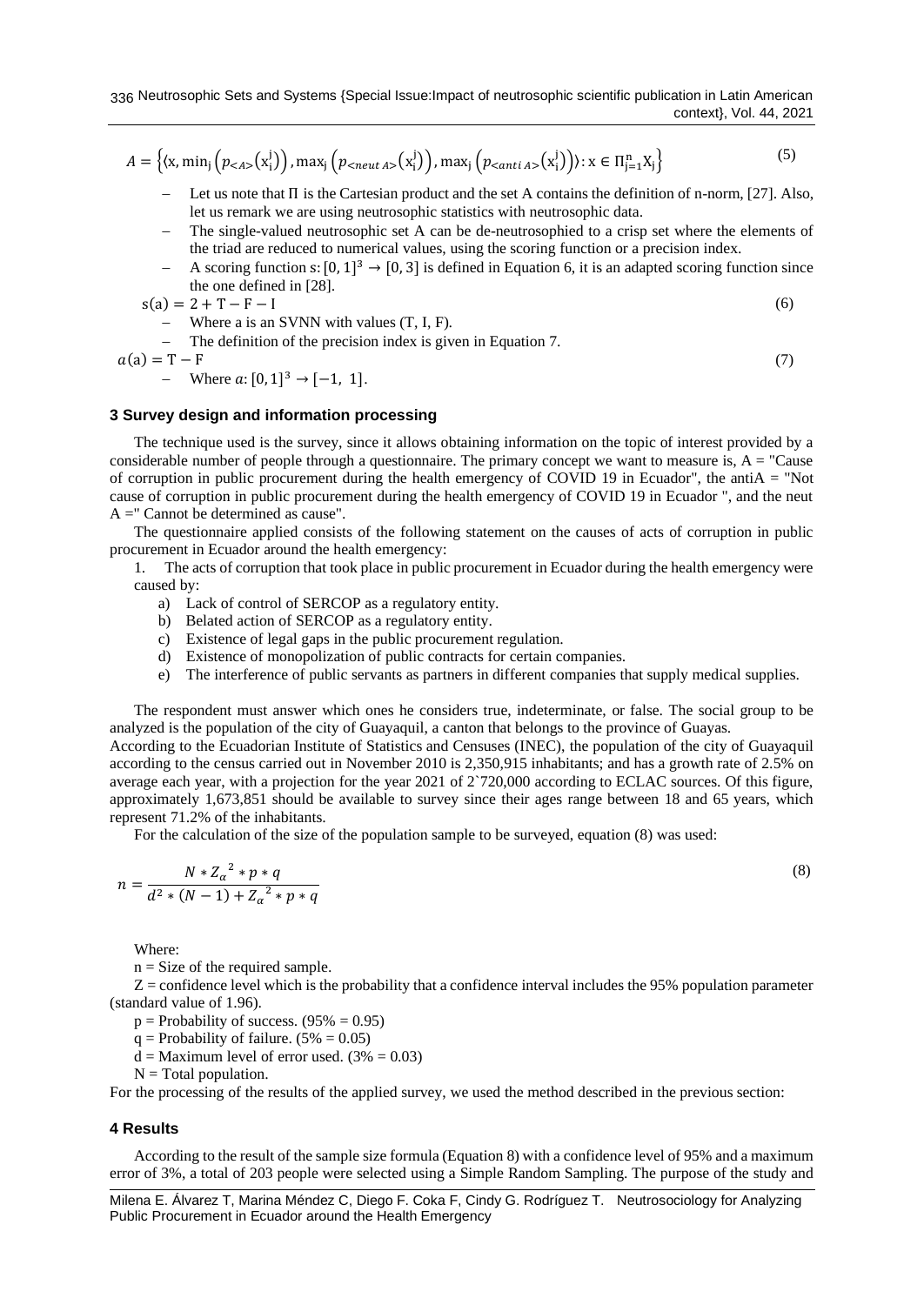$$A = \left\{ \left\langle x, \min_j \left( p_{<A>}(x_i^j) \right), \max_j \left( p_{<neut\,A>}(x_i^j) \right), \max_j \left( p_{<anti\,A>}(x_i^j) \right) \right\rangle : x \in \Pi_{j=1}^n X_j \right\} \tag{5}$$

- Let us note that Π is the Cartesian product and the set A contains the definition of n-norm, [27]. Also, let us remark we are using neutrosophic statistics with neutrosophic data.
- The single-valued neutrosophic set A can be de-neutrosophied to a crisp set where the elements of the triad are reduced to numerical values, using the scoring function or a precision index.
- A scoring function $s: [0, 1]^3 \to [0, 3]$ is defined in Equation 6, it is an adapted scoring function since the one defined in [28].

$$s(a) = 2 + T - F - I \tag{6}$$

- Where a is an SVNN with values (T, I, F).
- The definition of the precision index is given in Equation 7.

$$a(a) = T - F \tag{7}$$

- Where $a: [0, 1]^3 \to [-1, 1]$.

## 3 Survey design and information processing

The technique used is the survey, since it allows obtaining information on the topic of interest provided by a considerable number of people through a questionnaire. The primary concept we want to measure is, A = "Cause of corruption in public procurement during the health emergency of COVID 19 in Ecuador", the antiA = "Not cause of corruption in public procurement during the health emergency of COVID 19 in Ecuador ", and the neut A =" Cannot be determined as cause".

The questionnaire applied consists of the following statement on the causes of acts of corruption in public procurement in Ecuador around the health emergency:

1. The acts of corruption that took place in public procurement in Ecuador during the health emergency were caused by:
   a) Lack of control of SERCOP as a regulatory entity.
   b) Belated action of SERCOP as a regulatory entity.
   c) Existence of legal gaps in the public procurement regulation.
   d) Existence of monopolization of public contracts for certain companies.
   e) The interference of public servants as partners in different companies that supply medical supplies.

The respondent must answer which ones he considers true, indeterminate, or false. The social group to be analyzed is the population of the city of Guayaquil, a canton that belongs to the province of Guayas.

According to the Ecuadorian Institute of Statistics and Censuses (INEC), the population of the city of Guayaquil according to the census carried out in November 2010 is 2,350,915 inhabitants; and has a growth rate of 2.5% on average each year, with a projection for the year 2021 of 2`720,000 according to ECLAC sources. Of this figure, approximately 1,673,851 should be available to survey since their ages range between 18 and 65 years, which represent 71.2% of the inhabitants.

For the calculation of the size of the population sample to be surveyed, equation (8) was used:

$$n = \frac{N * Z_\alpha^{\ 2} * p * q}{d^2 * (N - 1) + Z_\alpha^{\ 2} * p * q} \tag{8}$$

Where:

n = Size of the required sample.

Z = confidence level which is the probability that a confidence interval includes the 95% population parameter (standard value of 1.96).

p = Probability of success. (95% = 0.95)

q = Probability of failure. (5% = 0.05)

d = Maximum level of error used. (3% = 0.03)

N = Total population.

For the processing of the results of the applied survey, we used the method described in the previous section:

## 4 Results

According to the result of the sample size formula (Equation 8) with a confidence level of 95% and a maximum error of 3%, a total of 203 people were selected using a Simple Random Sampling. The purpose of the study and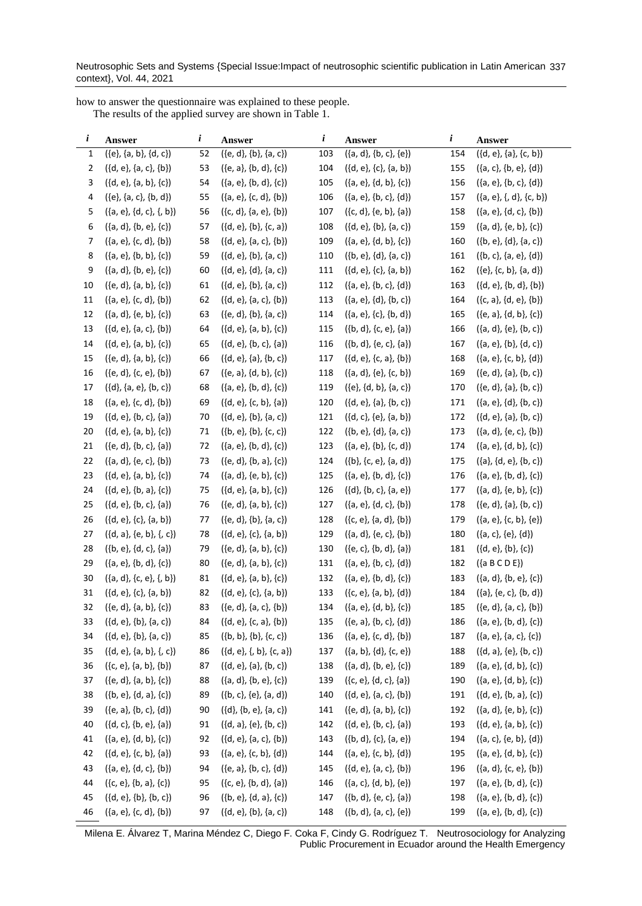how to answer the questionnaire was explained to these people.

The results of the applied survey are shown in Table 1.

| *i* | Answer | *i* | Answer | *i* | Answer | *i* | Answer |
|---|---|---|---|---|---|---|---|
| 1 | ({e}, {a, b}, {d, c}) | 52 | ({e, d}, {b}, {a, c}) | 103 | ({a, d}, {b, c}, {e}) | 154 | ({d, e}, {a}, {c, b}) |
| 2 | ({d, e}, {a, c}, {b}) | 53 | ({e, a}, {b, d}, {c}) | 104 | ({d, e}, {c}, {a, b}) | 155 | ({a, c}, {b, e}, {d}) |
| 3 | ({d, e}, {a, b}, {c}) | 54 | ({a, e}, {b, d}, {c}) | 105 | ({a, e}, {d, b}, {c}) | 156 | ({a, e}, {b, c}, {d}) |
| 4 | ({e}, {a, c}, {b, d}) | 55 | ({a, e}, {c, d}, {b}) | 106 | ({a, e}, {b, c}, {d}) | 157 | ({a, e}, {, d}, {c, b}) |
| 5 | ({a, e}, {d, c}, {, b}) | 56 | ({c, d}, {a, e}, {b}) | 107 | ({c, d}, {e, b}, {a}) | 158 | ({a, e}, {d, c}, {b}) |
| 6 | ({a, d}, {b, e}, {c}) | 57 | ({d, e}, {b}, {c, a}) | 108 | ({d, e}, {b}, {a, c}) | 159 | ({a, d}, {e, b}, {c}) |
| 7 | ({a, e}, {c, d}, {b}) | 58 | ({d, e}, {a, c}, {b}) | 109 | ({a, e}, {d, b}, {c}) | 160 | ({b, e}, {d}, {a, c}) |
| 8 | ({a, e}, {b, b}, {c}) | 59 | ({d, e}, {b}, {a, c}) | 110 | ({b, e}, {d}, {a, c}) | 161 | ({b, c}, {a, e}, {d}) |
| 9 | ({a, d}, {b, e}, {c}) | 60 | ({d, e}, {d}, {a, c}) | 111 | ({d, e}, {c}, {a, b}) | 162 | ({e}, {c, b}, {a, d}) |
| 10 | ({e, d}, {a, b}, {c}) | 61 | ({d, e}, {b}, {a, c}) | 112 | ({a, e}, {b, c}, {d}) | 163 | ({d, e}, {b, d}, {b}) |
| 11 | ({a, e}, {c, d}, {b}) | 62 | ({d, e}, {a, c}, {b}) | 113 | ({a, e}, {d}, {b, c}) | 164 | ({c, a}, {d, e}, {b}) |
| 12 | ({a, d}, {e, b}, {c}) | 63 | ({e, d}, {b}, {a, c}) | 114 | ({a, e}, {c}, {b, d}) | 165 | ({e, a}, {d, b}, {c}) |
| 13 | ({d, e}, {a, c}, {b}) | 64 | ({d, e}, {a, b}, {c}) | 115 | ({b, d}, {c, e}, {a}) | 166 | ({a, d}, {e}, {b, c}) |
| 14 | ({d, e}, {a, b}, {c}) | 65 | ({d, e}, {b, c}, {a}) | 116 | ({b, d}, {e, c}, {a}) | 167 | ({a, e}, {b}, {d, c}) |
| 15 | ({e, d}, {a, b}, {c}) | 66 | ({d, e}, {a}, {b, c}) | 117 | ({d, e}, {c, a}, {b}) | 168 | ({a, e}, {c, b}, {d}) |
| 16 | ({e, d}, {c, e}, {b}) | 67 | ({e, a}, {d, b}, {c}) | 118 | ({a, d}, {e}, {c, b}) | 169 | ({e, d}, {a}, {b, c}) |
| 17 | ({d}, {a, e}, {b, c}) | 68 | ({a, e}, {b, d}, {c}) | 119 | ({e}, {d, b}, {a, c}) | 170 | ({e, d}, {a}, {b, c}) |
| 18 | ({a, e}, {c, d}, {b}) | 69 | ({d, e}, {c, b}, {a}) | 120 | ({d, e}, {a}, {b, c}) | 171 | ({a, e}, {d}, {b, c}) |
| 19 | ({d, e}, {b, c}, {a}) | 70 | ({d, e}, {b}, {a, c}) | 121 | ({d, c}, {e}, {a, b}) | 172 | ({d, e}, {a}, {b, c}) |
| 20 | ({d, e}, {a, b}, {c}) | 71 | ({b, e}, {b}, {c, c}) | 122 | ({b, e}, {d}, {a, c}) | 173 | ({a, d}, {e, c}, {b}) |
| 21 | ({e, d}, {b, c}, {a}) | 72 | ({a, e}, {b, d}, {c}) | 123 | ({a, e}, {b}, {c, d}) | 174 | ({a, e}, {d, b}, {c}) |
| 22 | ({a, d}, {e, c}, {b}) | 73 | ({e, d}, {b, a}, {c}) | 124 | ({b}, {c, e}, {a, d}) | 175 | ({a}, {d, e}, {b, c}) |
| 23 | ({d, e}, {a, b}, {c}) | 74 | ({a, d}, {e, b}, {c}) | 125 | ({a, e}, {b, d}, {c}) | 176 | ({a, e}, {b, d}, {c}) |
| 24 | ({d, e}, {b, a}, {c}) | 75 | ({d, e}, {a, b}, {c}) | 126 | ({d}, {b, c}, {a, e}) | 177 | ({a, d}, {e, b}, {c}) |
| 25 | ({d, e}, {b, c}, {a}) | 76 | ({e, d}, {a, b}, {c}) | 127 | ({a, e}, {d, c}, {b}) | 178 | ({e, d}, {a}, {b, c}) |
| 26 | ({d, e}, {c}, {a, b}) | 77 | ({e, d}, {b}, {a, c}) | 128 | ({c, e}, {a, d}, {b}) | 179 | ({a, e}, {c, b}, {e}) |
| 27 | ({d, a}, {e, b}, {, c}) | 78 | ({d, e}, {c}, {a, b}) | 129 | ({a, d}, {e, c}, {b}) | 180 | ({a, c}, {e}, {d}) |
| 28 | ({b, e}, {d, c}, {a}) | 79 | ({e, d}, {a, b}, {c}) | 130 | ({e, c}, {b, d}, {a}) | 181 | ({d, e}, {b}, {c}) |
| 29 | ({a, e}, {b, d}, {c}) | 80 | ({e, d}, {a, b}, {c}) | 131 | ({a, e}, {b, c}, {d}) | 182 | ({a B C D E}) |
| 30 | ({a, d}, {c, e}, {, b}) | 81 | ({d, e}, {a, b}, {c}) | 132 | ({a, e}, {b, d}, {c}) | 183 | ({a, d}, {b, e}, {c}) |
| 31 | ({d, e}, {c}, {a, b}) | 82 | ({d, e}, {c}, {a, b}) | 133 | ({c, e}, {a, b}, {d}) | 184 | ({a}, {e, c}, {b, d}) |
| 32 | ({e, d}, {a, b}, {c}) | 83 | ({e, d}, {a, c}, {b}) | 134 | ({a, e}, {d, b}, {c}) | 185 | ({e, d}, {a, c}, {b}) |
| 33 | ({d, e}, {b}, {a, c}) | 84 | ({d, e}, {c, a}, {b}) | 135 | ({e, a}, {b, c}, {d}) | 186 | ({a, e}, {b, d}, {c}) |
| 34 | ({d, e}, {b}, {a, c}) | 85 | ({b, b}, {b}, {c, c}) | 136 | ({a, e}, {c, d}, {b}) | 187 | ({a, e}, {a, c}, {c}) |
| 35 | ({d, e}, {a, b}, {, c}) | 86 | ({d, e}, {, b}, {c, a}) | 137 | ({a, b}, {d}, {c, e}) | 188 | ({d, a}, {e}, {b, c}) |
| 36 | ({c, e}, {a, b}, {b}) | 87 | ({d, e}, {a}, {b, c}) | 138 | ({a, d}, {b, e}, {c}) | 189 | ({a, e}, {d, b}, {c}) |
| 37 | ({e, d}, {a, b}, {c}) | 88 | ({a, d}, {b, e}, {c}) | 139 | ({c, e}, {d, c}, {a}) | 190 | ({a, e}, {b, d}, {c}) |
| 38 | ({b, e}, {d, a}, {c}) | 89 | ({b, c}, {e}, {a, d}) | 140 | ({d, e}, {a, c}, {b}) | 191 | ({d, e}, {b, a}, {c}) |
| 39 | ({e, a}, {b, c}, {d}) | 90 | ({d}, {b, e}, {a, c}) | 141 | ({e, d}, {a, b}, {c}) | 192 | ({a, d}, {e, b}, {c}) |
| 40 | ({d, c}, {b, e}, {a}) | 91 | ({d, a}, {e}, {b, c}) | 142 | ({d, e}, {b, c}, {a}) | 193 | ({d, e}, {a, b}, {c}) |
| 41 | ({a, e}, {d, b}, {c}) | 92 | ({d, e}, {a, c}, {b}) | 143 | ({b, d}, {c}, {a, e}) | 194 | ({a, c}, {e, b}, {d}) |
| 42 | ({d, e}, {c, b}, {a}) | 93 | ({a, e}, {c, b}, {d}) | 144 | ({a, e}, {c, b}, {d}) | 195 | ({a, e}, {d, b}, {c}) |
| 43 | ({a, e}, {d, c}, {b}) | 94 | ({e, a}, {b, c}, {d}) | 145 | ({d, e}, {a, c}, {b}) | 196 | ({a, d}, {c, e}, {b}) |
| 44 | ({c, e}, {b, a}, {c}) | 95 | ({c, e}, {b, d}, {a}) | 146 | ({a, c}, {d, b}, {e}) | 197 | ({a, e}, {b, d}, {c}) |
| 45 | ({d, e}, {b}, {b, c}) | 96 | ({b, e}, {d, a}, {c}) | 147 | ({b, d}, {e, c}, {a}) | 198 | ({a, e}, {b, d}, {c}) |
| 46 | ({a, e}, {c, d}, {b}) | 97 | ({d, e}, {b}, {a, c}) | 148 | ({b, d}, {a, c}, {e}) | 199 | ({a, e}, {b, d}, {c}) |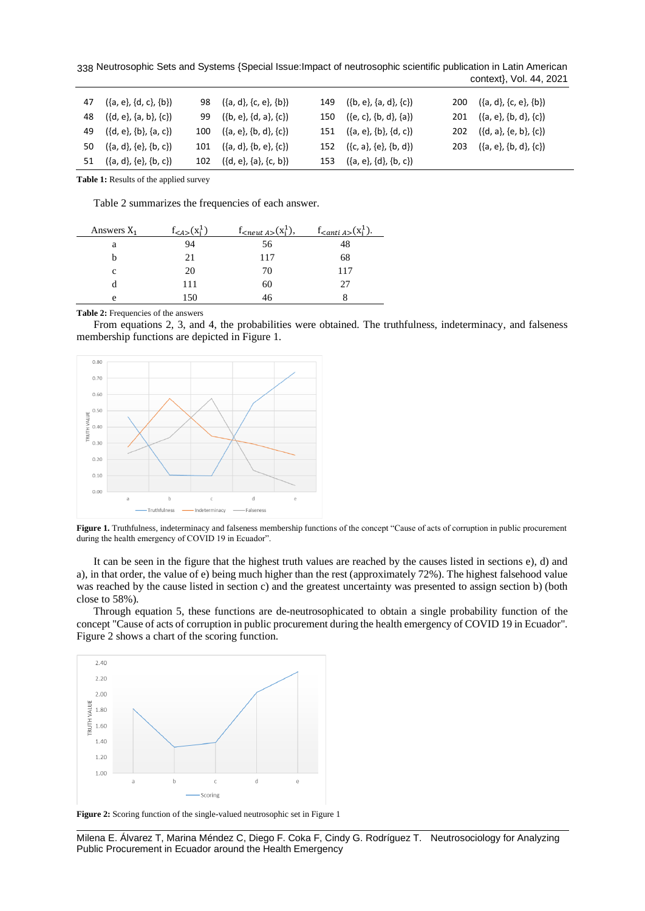| | | | | | | | |
|---|---|---|---|---|---|---|---|
| 47 | ({a, e}, {d, c}, {b}) | 98 | ({a, d}, {c, e}, {b}) | 149 | ({b, e}, {a, d}, {c}) | 200 | ({a, d}, {c, e}, {b}) |
| 48 | ({d, e}, {a, b}, {c}) | 99 | ({b, e}, {d, a}, {c}) | 150 | ({e, c}, {b, d}, {a}) | 201 | ({a, e}, {b, d}, {c}) |
| 49 | ({d, e}, {b}, {a, c}) | 100 | ({a, e}, {b, d}, {c}) | 151 | ({a, e}, {b}, {d, c}) | 202 | ({d, a}, {e, b}, {c}) |
| 50 | ({a, d}, {e}, {b, c}) | 101 | ({a, d}, {b, e}, {c}) | 152 | ({c, a}, {e}, {b, d}) | 203 | ({a, e}, {b, d}, {c}) |
| 51 | ({a, d}, {e}, {b, c}) | 102 | ({d, e}, {a}, {c, b}) | 153 | ({a, e}, {d}, {b, c}) | | |

**Table 1:** Results of the applied survey

Table 2 summarizes the frequencies of each answer.

| Answers $X_1$ | $f_{<A>}(x_i^1)$ | $f_{<neut\ A>}(x_i^1)$, | $f_{<anti\ A>}(x_i^1)$. |
|---|---|---|---|
| a | 94 | 56 | 48 |
| b | 21 | 117 | 68 |
| c | 20 | 70 | 117 |
| d | 111 | 60 | 27 |
| e | 150 | 46 | 8 |

**Table 2:** Frequencies of the answers

From equations 2, 3, and 4, the probabilities were obtained. The truthfulness, indeterminacy, and falseness membership functions are depicted in Figure 1.

**Figure 1.** Truthfulness, indeterminacy and falseness membership functions of the concept "Cause of acts of corruption in public procurement during the health emergency of COVID 19 in Ecuador".

It can be seen in the figure that the highest truth values are reached by the causes listed in sections e), d) and a), in that order, the value of e) being much higher than the rest (approximately 72%). The highest falsehood value was reached by the cause listed in section c) and the greatest uncertainty was presented to assign section b) (both close to 58%).

Through equation 5, these functions are de-neutrosophicated to obtain a single probability function of the concept "Cause of acts of corruption in public procurement during the health emergency of COVID 19 in Ecuador". Figure 2 shows a chart of the scoring function.

**Figure 2:** Scoring function of the single-valued neutrosophic set in Figure 1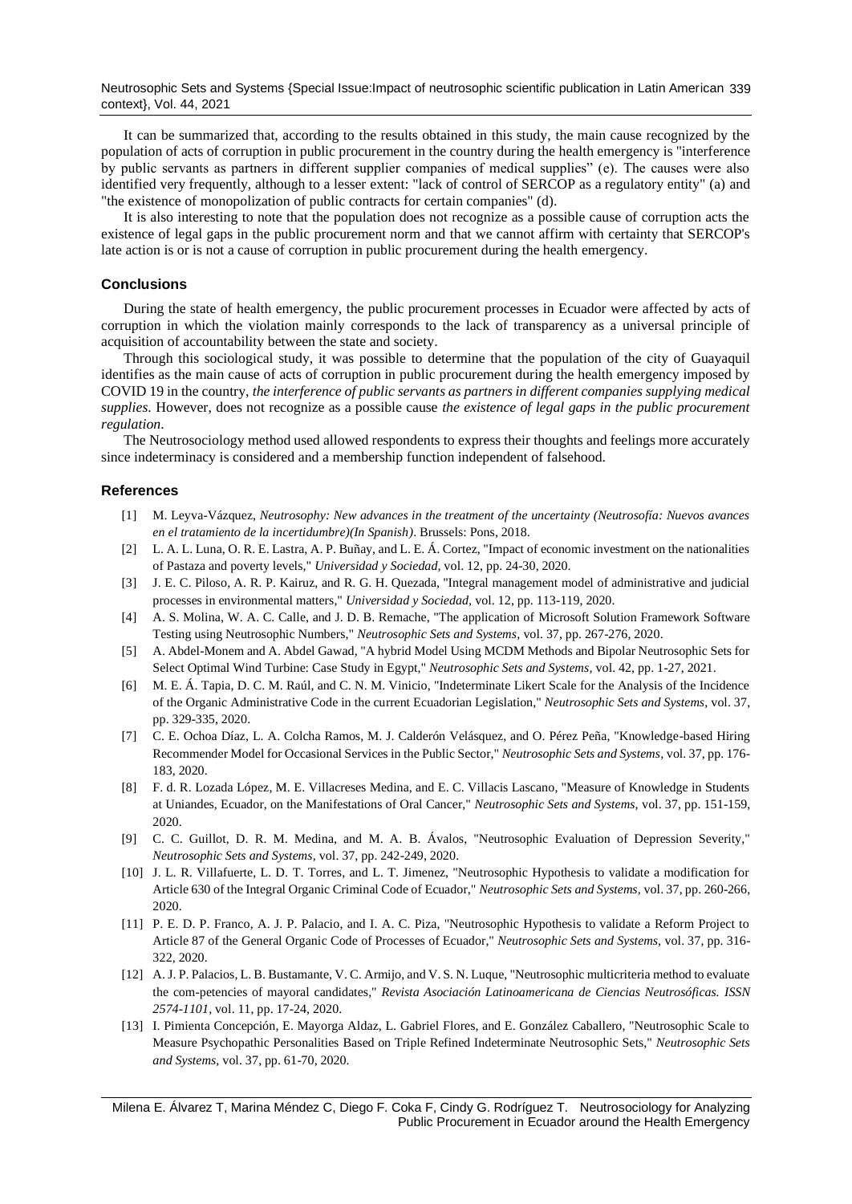It can be summarized that, according to the results obtained in this study, the main cause recognized by the population of acts of corruption in public procurement in the country during the health emergency is "interference by public servants as partners in different supplier companies of medical supplies" (e). The causes were also identified very frequently, although to a lesser extent: "lack of control of SERCOP as a regulatory entity" (a) and "the existence of monopolization of public contracts for certain companies" (d).

It is also interesting to note that the population does not recognize as a possible cause of corruption acts the existence of legal gaps in the public procurement norm and that we cannot affirm with certainty that SERCOP's late action is or is not a cause of corruption in public procurement during the health emergency.

## Conclusions

During the state of health emergency, the public procurement processes in Ecuador were affected by acts of corruption in which the violation mainly corresponds to the lack of transparency as a universal principle of acquisition of accountability between the state and society.

Through this sociological study, it was possible to determine that the population of the city of Guayaquil identifies as the main cause of acts of corruption in public procurement during the health emergency imposed by COVID 19 in the country, *the interference of public servants as partners in different companies supplying medical supplies*. However, does not recognize as a possible cause *the existence of legal gaps in the public procurement regulation*.

The Neutrosociology method used allowed respondents to express their thoughts and feelings more accurately since indeterminacy is considered and a membership function independent of falsehood.

## References

[1] M. Leyva-Vázquez, *Neutrosophy: New advances in the treatment of the uncertainty (Neutrosofía: Nuevos avances en el tratamiento de la incertidumbre)(In Spanish)*. Brussels: Pons, 2018.

[2] L. A. L. Luna, O. R. E. Lastra, A. P. Buñay, and L. E. Á. Cortez, "Impact of economic investment on the nationalities of Pastaza and poverty levels," *Universidad y Sociedad*, vol. 12, pp. 24-30, 2020.

[3] J. E. C. Piloso, A. R. P. Kairuz, and R. G. H. Quezada, "Integral management model of administrative and judicial processes in environmental matters," *Universidad y Sociedad*, vol. 12, pp. 113-119, 2020.

[4] A. S. Molina, W. A. C. Calle, and J. D. B. Remache, "The application of Microsoft Solution Framework Software Testing using Neutrosophic Numbers," *Neutrosophic Sets and Systems*, vol. 37, pp. 267-276, 2020.

[5] A. Abdel-Monem and A. Abdel Gawad, "A hybrid Model Using MCDM Methods and Bipolar Neutrosophic Sets for Select Optimal Wind Turbine: Case Study in Egypt," *Neutrosophic Sets and Systems*, vol. 42, pp. 1-27, 2021.

[6] M. E. Á. Tapia, D. C. M. Raúl, and C. N. M. Vinicio, "Indeterminate Likert Scale for the Analysis of the Incidence of the Organic Administrative Code in the current Ecuadorian Legislation," *Neutrosophic Sets and Systems*, vol. 37, pp. 329-335, 2020.

[7] C. E. Ochoa Díaz, L. A. Colcha Ramos, M. J. Calderón Velásquez, and O. Pérez Peña, "Knowledge-based Hiring Recommender Model for Occasional Services in the Public Sector," *Neutrosophic Sets and Systems*, vol. 37, pp. 176-183, 2020.

[8] F. d. R. Lozada López, M. E. Villacreses Medina, and E. C. Villacis Lascano, "Measure of Knowledge in Students at Uniandes, Ecuador, on the Manifestations of Oral Cancer," *Neutrosophic Sets and Systems*, vol. 37, pp. 151-159, 2020.

[9] C. C. Guillot, D. R. M. Medina, and M. A. B. Ávalos, "Neutrosophic Evaluation of Depression Severity," *Neutrosophic Sets and Systems*, vol. 37, pp. 242-249, 2020.

[10] J. L. R. Villafuerte, L. D. T. Torres, and L. T. Jimenez, "Neutrosophic Hypothesis to validate a modification for Article 630 of the Integral Organic Criminal Code of Ecuador," *Neutrosophic Sets and Systems*, vol. 37, pp. 260-266, 2020.

[11] P. E. D. P. Franco, A. J. P. Palacio, and I. A. C. Piza, "Neutrosophic Hypothesis to validate a Reform Project to Article 87 of the General Organic Code of Processes of Ecuador," *Neutrosophic Sets and Systems*, vol. 37, pp. 316-322, 2020.

[12] A. J. P. Palacios, L. B. Bustamante, V. C. Armijo, and V. S. N. Luque, "Neutrosophic multicriteria method to evaluate the com-petencies of mayoral candidates," *Revista Asociación Latinoamericana de Ciencias Neutrosóficas. ISSN 2574-1101*, vol. 11, pp. 17-24, 2020.

[13] I. Pimienta Concepción, E. Mayorga Aldaz, L. Gabriel Flores, and E. González Caballero, "Neutrosophic Scale to Measure Psychopathic Personalities Based on Triple Refined Indeterminate Neutrosophic Sets," *Neutrosophic Sets and Systems*, vol. 37, pp. 61-70, 2020.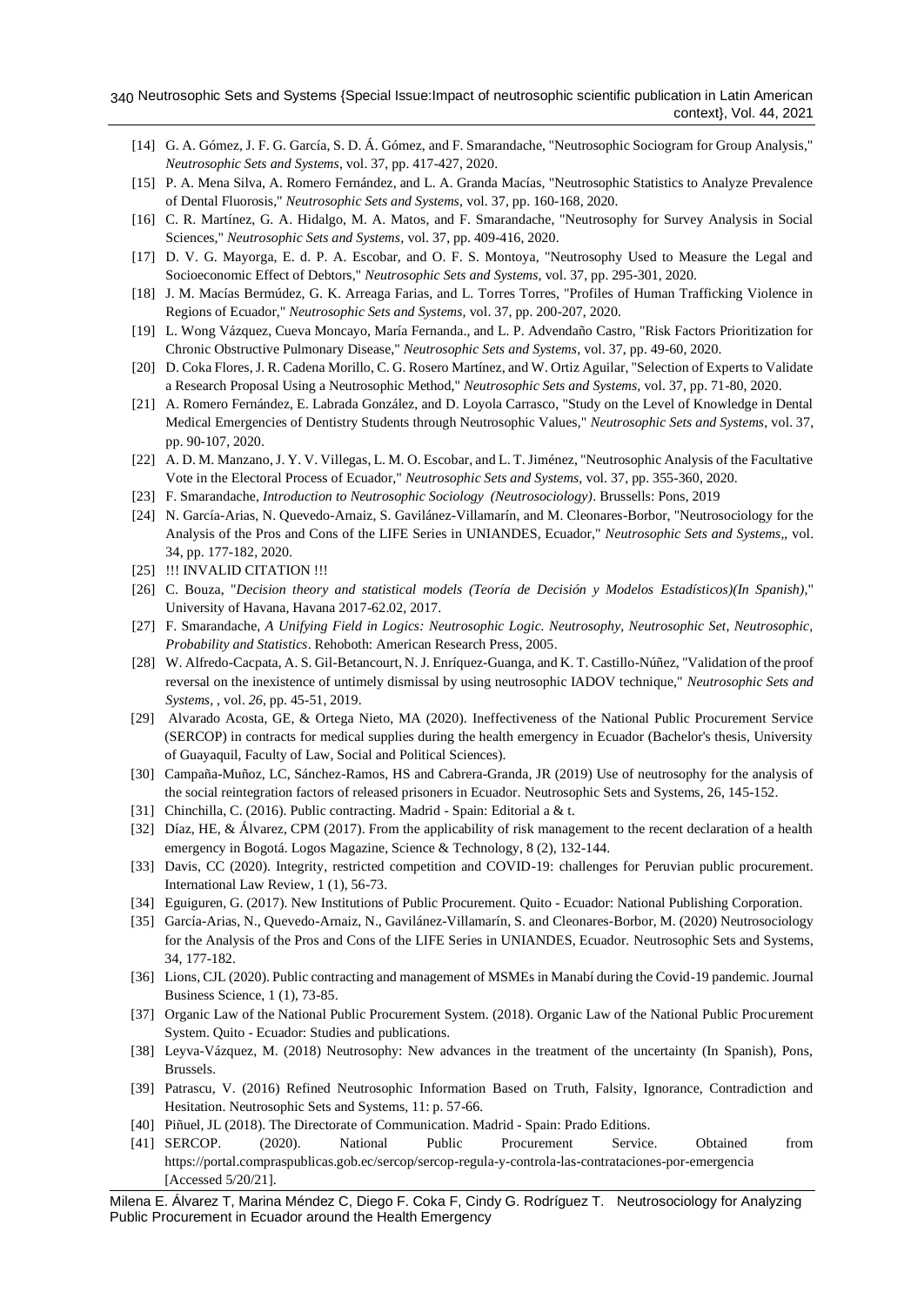[14] G. A. Gómez, J. F. G. García, S. D. Á. Gómez, and F. Smarandache, "Neutrosophic Sociogram for Group Analysis," *Neutrosophic Sets and Systems*, vol. 37, pp. 417-427, 2020.

[15] P. A. Mena Silva, A. Romero Fernández, and L. A. Granda Macías, "Neutrosophic Statistics to Analyze Prevalence of Dental Fluorosis," *Neutrosophic Sets and Systems*, vol. 37, pp. 160-168, 2020.

[16] C. R. Martínez, G. A. Hidalgo, M. A. Matos, and F. Smarandache, "Neutrosophy for Survey Analysis in Social Sciences," *Neutrosophic Sets and Systems*, vol. 37, pp. 409-416, 2020.

[17] D. V. G. Mayorga, E. d. P. A. Escobar, and O. F. S. Montoya, "Neutrosophy Used to Measure the Legal and Socioeconomic Effect of Debtors," *Neutrosophic Sets and Systems*, vol. 37, pp. 295-301, 2020.

[18] J. M. Macías Bermúdez, G. K. Arreaga Farias, and L. Torres Torres, "Profiles of Human Trafficking Violence in Regions of Ecuador," *Neutrosophic Sets and Systems*, vol. 37, pp. 200-207, 2020.

[19] L. Wong Vázquez, Cueva Moncayo, María Fernanda., and L. P. Advendaño Castro, "Risk Factors Prioritization for Chronic Obstructive Pulmonary Disease," *Neutrosophic Sets and Systems*, vol. 37, pp. 49-60, 2020.

[20] D. Coka Flores, J. R. Cadena Morillo, C. G. Rosero Martínez, and W. Ortiz Aguilar, "Selection of Experts to Validate a Research Proposal Using a Neutrosophic Method," *Neutrosophic Sets and Systems*, vol. 37, pp. 71-80, 2020.

[21] A. Romero Fernández, E. Labrada González, and D. Loyola Carrasco, "Study on the Level of Knowledge in Dental Medical Emergencies of Dentistry Students through Neutrosophic Values," *Neutrosophic Sets and Systems*, vol. 37, pp. 90-107, 2020.

[22] A. D. M. Manzano, J. Y. V. Villegas, L. M. O. Escobar, and L. T. Jiménez, "Neutrosophic Analysis of the Facultative Vote in the Electoral Process of Ecuador," *Neutrosophic Sets and Systems*, vol. 37, pp. 355-360, 2020.

[23] F. Smarandache, *Introduction to Neutrosophic Sociology (Neutrosociology)*. Brussells: Pons, 2019

[24] N. García-Arias, N. Quevedo-Arnaiz, S. Gavilánez-Villamarín, and M. Cleonares-Borbor, "Neutrosociology for the Analysis of the Pros and Cons of the LIFE Series in UNIANDES, Ecuador," *Neutrosophic Sets and Systems*,, vol. 34, pp. 177-182, 2020.

[25] !!! INVALID CITATION !!!

[26] C. Bouza, "*Decision theory and statistical models (Teoría de Decisión y Modelos Estadísticos)(In Spanish)*," University of Havana, Havana 2017-62.02, 2017.

[27] F. Smarandache, *A Unifying Field in Logics: Neutrosophic Logic. Neutrosophy, Neutrosophic Set, Neutrosophic, Probability and Statistics*. Rehoboth: American Research Press, 2005.

[28] W. Alfredo-Cacpata, A. S. Gil-Betancourt, N. J. Enríquez-Guanga, and K. T. Castillo-Núñez, "Validation of the proof reversal on the inexistence of untimely dismissal by using neutrosophic IADOV technique," *Neutrosophic Sets and Systems*, , vol. *26*, pp. 45-51, 2019.

[29] Alvarado Acosta, GE, & Ortega Nieto, MA (2020). Ineffectiveness of the National Public Procurement Service (SERCOP) in contracts for medical supplies during the health emergency in Ecuador (Bachelor's thesis, University of Guayaquil, Faculty of Law, Social and Political Sciences).

[30] Campaña-Muñoz, LC, Sánchez-Ramos, HS and Cabrera-Granda, JR (2019) Use of neutrosophy for the analysis of the social reintegration factors of released prisoners in Ecuador. Neutrosophic Sets and Systems, 26, 145-152.

[31] Chinchilla, C. (2016). Public contracting. Madrid - Spain: Editorial a & t.

[32] Díaz, HE, & Álvarez, CPM (2017). From the applicability of risk management to the recent declaration of a health emergency in Bogotá. Logos Magazine, Science & Technology, 8 (2), 132-144.

[33] Davis, CC (2020). Integrity, restricted competition and COVID-19: challenges for Peruvian public procurement. International Law Review, 1 (1), 56-73.

[34] Eguiguren, G. (2017). New Institutions of Public Procurement. Quito - Ecuador: National Publishing Corporation.

[35] García-Arias, N., Quevedo-Arnaiz, N., Gavilánez-Villamarín, S. and Cleonares-Borbor, M. (2020) Neutrosociology for the Analysis of the Pros and Cons of the LIFE Series in UNIANDES, Ecuador. Neutrosophic Sets and Systems, 34, 177-182.

[36] Lions, CJL (2020). Public contracting and management of MSMEs in Manabí during the Covid-19 pandemic. Journal Business Science, 1 (1), 73-85.

[37] Organic Law of the National Public Procurement System. (2018). Organic Law of the National Public Procurement System. Quito - Ecuador: Studies and publications.

[38] Leyva-Vázquez, M. (2018) Neutrosophy: New advances in the treatment of the uncertainty (In Spanish), Pons, Brussels.

[39] Patrascu, V. (2016) Refined Neutrosophic Information Based on Truth, Falsity, Ignorance, Contradiction and Hesitation. Neutrosophic Sets and Systems, 11: p. 57-66.

[40] Piñuel, JL (2018). The Directorate of Communication. Madrid - Spain: Prado Editions.

[41] SERCOP. (2020). National Public Procurement Service. Obtained from https://portal.compraspublicas.gob.ec/sercop/sercop-regula-y-controla-las-contrataciones-por-emergencia [Accessed 5/20/21].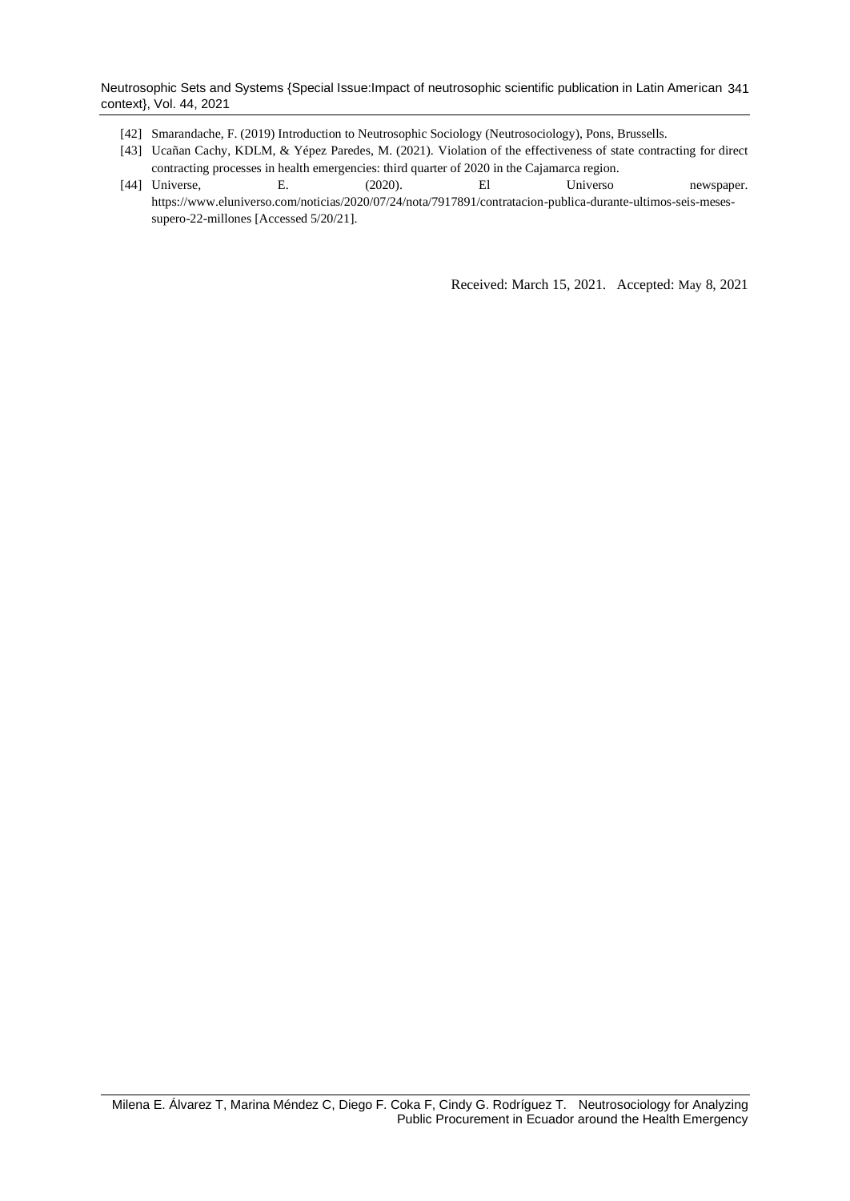[42] Smarandache, F. (2019) Introduction to Neutrosophic Sociology (Neutrosociology), Pons, Brussells.

[43] Ucañan Cachy, KDLM, & Yépez Paredes, M. (2021). Violation of the effectiveness of state contracting for direct contracting processes in health emergencies: third quarter of 2020 in the Cajamarca region.

[44] Universe, E. (2020). El Universo newspaper. https://www.eluniverso.com/noticias/2020/07/24/nota/7917891/contratacion-publica-durante-ultimos-seis-meses-supero-22-millones [Accessed 5/20/21].

Received: March 15, 2021. Accepted: May 8, 2021